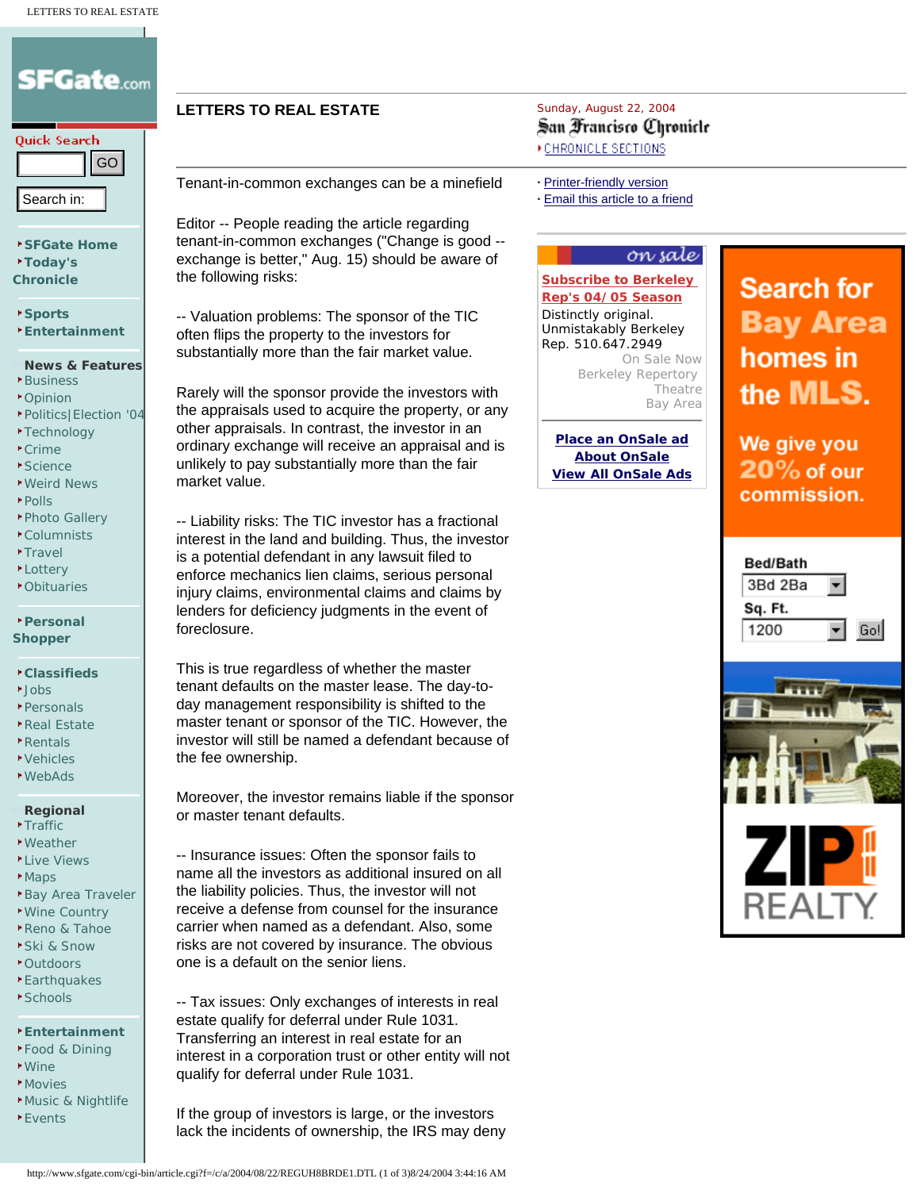# LETTERS TO REAL ESTATE

Sunday, August 22, 2004

San Francisco Chronicle

## Tenant-in-common exchanges can be a minefield

Editor -- People reading the article regarding tenant-in-common exchanges ("Change is good -- exchange is better," Aug. 15) should be aware of the following risks:

-- Valuation problems: The sponsor of the TIC often flips the property to the investors for substantially more than the fair market value.

Rarely will the sponsor provide the investors with the appraisals used to acquire the property, or any other appraisals. In contrast, the investor in an ordinary exchange will receive an appraisal and is unlikely to pay substantially more than the fair market value.

-- Liability risks: The TIC investor has a fractional interest in the land and building. Thus, the investor is a potential defendant in any lawsuit filed to enforce mechanics lien claims, serious personal injury claims, environmental claims and claims by lenders for deficiency judgments in the event of foreclosure.

This is true regardless of whether the master tenant defaults on the master lease. The day-to-day management responsibility is shifted to the master tenant or sponsor of the TIC. However, the investor will still be named a defendant because of the fee ownership.

Moreover, the investor remains liable if the sponsor or master tenant defaults.

-- Insurance issues: Often the sponsor fails to name all the investors as additional insured on all the liability policies. Thus, the investor will not receive a defense from counsel for the insurance carrier when named as a defendant. Also, some risks are not covered by insurance. The obvious one is a default on the senior liens.

-- Tax issues: Only exchanges of interests in real estate qualify for deferral under Rule 1031. Transferring an interest in real estate for an interest in a corporation trust or other entity will not qualify for deferral under Rule 1031.

If the group of investors is large, or the investors lack the incidents of ownership, the IRS may deny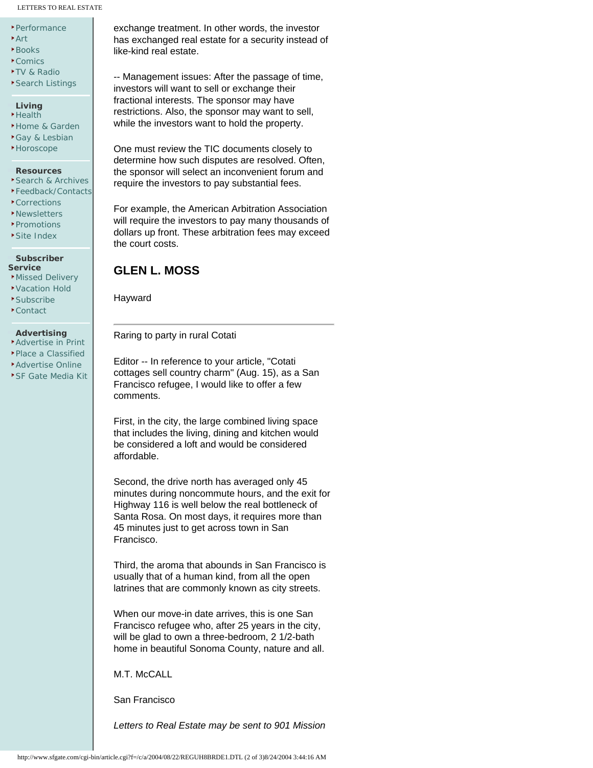exchange treatment. In other words, the investor has exchanged real estate for a security instead of like-kind real estate.

-- Management issues: After the passage of time, investors will want to sell or exchange their fractional interests. The sponsor may have restrictions. Also, the sponsor may want to sell, while the investors want to hold the property.

One must review the TIC documents closely to determine how such disputes are resolved. Often, the sponsor will select an inconvenient forum and require the investors to pay substantial fees.

For example, the American Arbitration Association will require the investors to pay many thousands of dollars up front. These arbitration fees may exceed the court costs.

**GLEN L. MOSS**

Hayward

---

Raring to party in rural Cotati

Editor -- In reference to your article, "Cotati cottages sell country charm" (Aug. 15), as a San Francisco refugee, I would like to offer a few comments.

First, in the city, the large combined living space that includes the living, dining and kitchen would be considered a loft and would be considered affordable.

Second, the drive north has averaged only 45 minutes during noncommute hours, and the exit for Highway 116 is well below the real bottleneck of Santa Rosa. On most days, it requires more than 45 minutes just to get across town in San Francisco.

Third, the aroma that abounds in San Francisco is usually that of a human kind, from all the open latrines that are commonly known as city streets.

When our move-in date arrives, this is one San Francisco refugee who, after 25 years in the city, will be glad to own a three-bedroom, 2 1/2-bath home in beautiful Sonoma County, nature and all.

M.T. McCALL

San Francisco

*Letters to Real Estate may be sent to 901 Mission*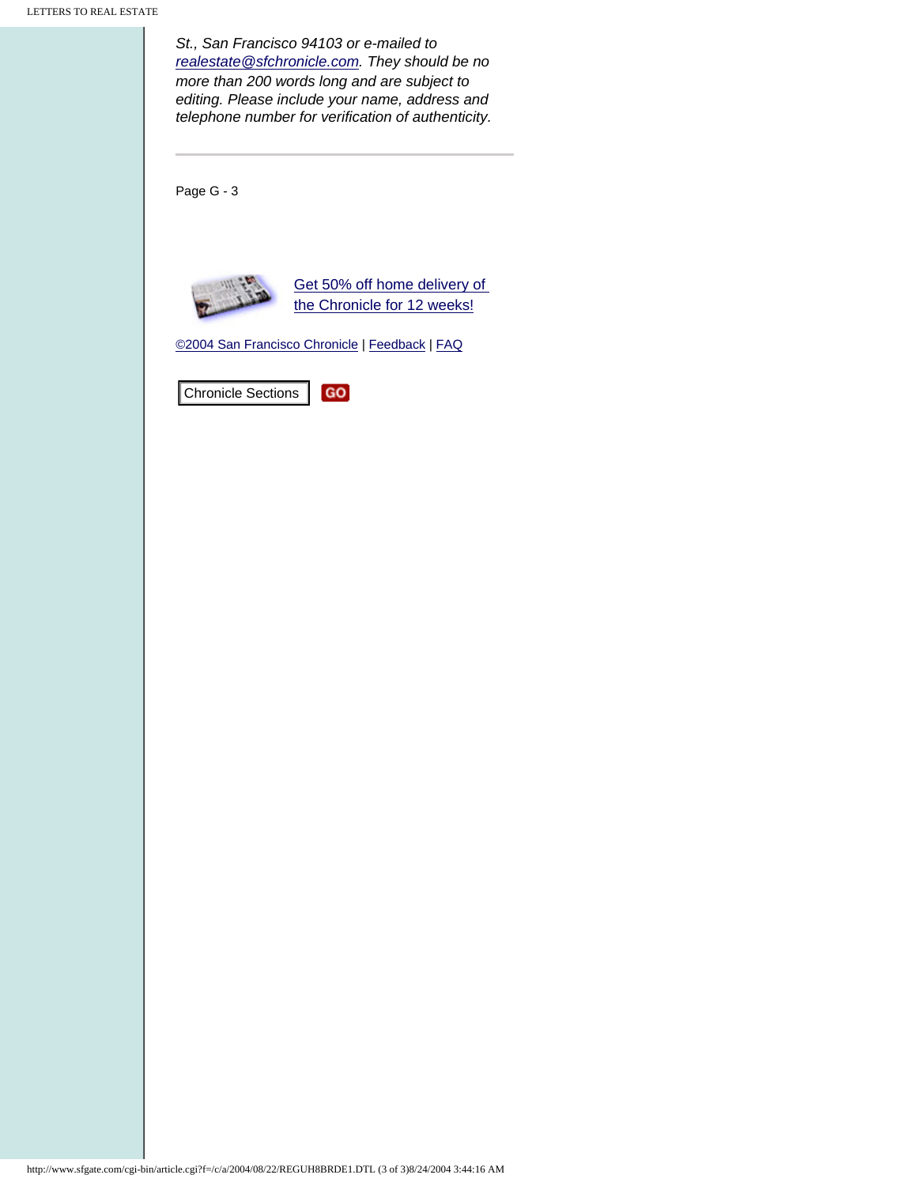*St., San Francisco 94103 or e-mailed to realestate@sfchronicle.com. They should be no more than 200 words long and are subject to editing. Please include your name, address and telephone number for verification of authenticity.*

---

Page G - 3

Get 50% off home delivery of the Chronicle for 12 weeks!

©2004 San Francisco Chronicle | Feedback | FAQ

Chronicle Sections GO